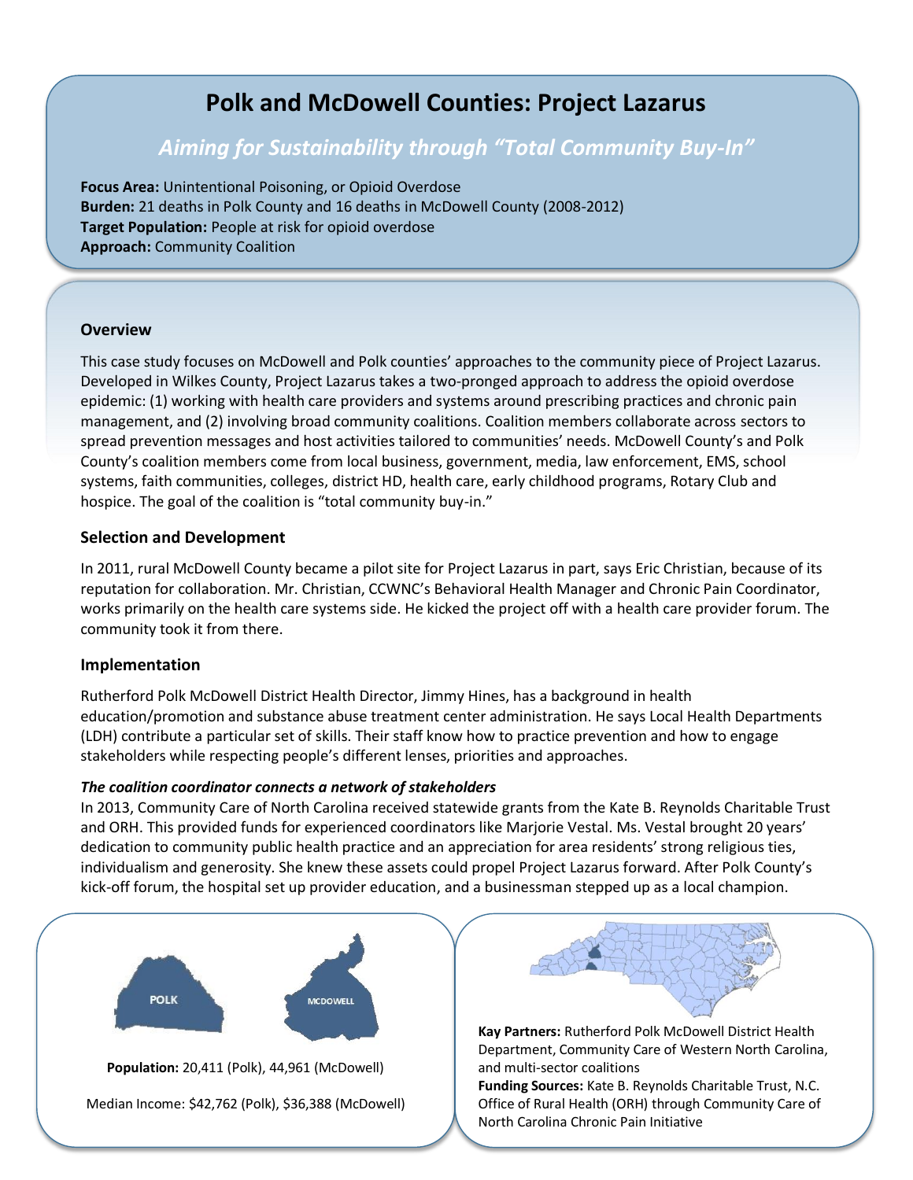# Polk and McDowell Counties: Project Lazarus

## *Aiming for Sustainability through "Total Community Buy-In"*

**Focus Area:** Unintentional Poisoning, or Opioid Overdose
**Burden:** 21 deaths in Polk County and 16 deaths in McDowell County (2008-2012)
**Target Population:** People at risk for opioid overdose
**Approach:** Community Coalition

### Overview

This case study focuses on McDowell and Polk counties' approaches to the community piece of Project Lazarus. Developed in Wilkes County, Project Lazarus takes a two-pronged approach to address the opioid overdose epidemic: (1) working with health care providers and systems around prescribing practices and chronic pain management, and (2) involving broad community coalitions. Coalition members collaborate across sectors to spread prevention messages and host activities tailored to communities' needs. McDowell County's and Polk County's coalition members come from local business, government, media, law enforcement, EMS, school systems, faith communities, colleges, district HD, health care, early childhood programs, Rotary Club and hospice. The goal of the coalition is "total community buy-in."

### Selection and Development

In 2011, rural McDowell County became a pilot site for Project Lazarus in part, says Eric Christian, because of its reputation for collaboration. Mr. Christian, CCWNC's Behavioral Health Manager and Chronic Pain Coordinator, works primarily on the health care systems side. He kicked the project off with a health care provider forum. The community took it from there.

### Implementation

Rutherford Polk McDowell District Health Director, Jimmy Hines, has a background in health education/promotion and substance abuse treatment center administration. He says Local Health Departments (LDH) contribute a particular set of skills. Their staff know how to practice prevention and how to engage stakeholders while respecting people's different lenses, priorities and approaches.

***The coalition coordinator connects a network of stakeholders***

In 2013, Community Care of North Carolina received statewide grants from the Kate B. Reynolds Charitable Trust and ORH. This provided funds for experienced coordinators like Marjorie Vestal. Ms. Vestal brought 20 years' dedication to community public health practice and an appreciation for area residents' strong religious ties, individualism and generosity. She knew these assets could propel Project Lazarus forward. After Polk County's kick-off forum, the hospital set up provider education, and a businessman stepped up as a local champion.

POLK MCDOWELL

**Population:** 20,411 (Polk), 44,961 (McDowell)

Median Income: $42,762 (Polk), $36,388 (McDowell)

**Kay Partners:** Rutherford Polk McDowell District Health Department, Community Care of Western North Carolina, and multi-sector coalitions
**Funding Sources:** Kate B. Reynolds Charitable Trust, N.C. Office of Rural Health (ORH) through Community Care of North Carolina Chronic Pain Initiative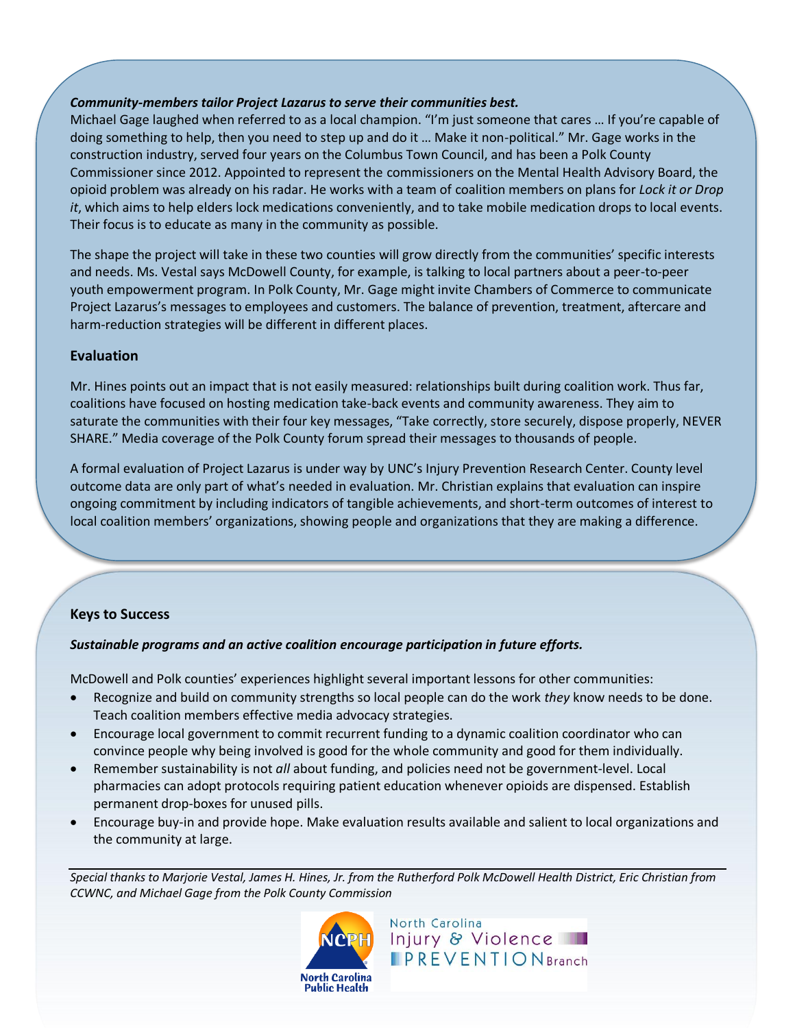***Community-members tailor Project Lazarus to serve their communities best.***

Michael Gage laughed when referred to as a local champion. "I'm just someone that cares … If you're capable of doing something to help, then you need to step up and do it … Make it non-political." Mr. Gage works in the construction industry, served four years on the Columbus Town Council, and has been a Polk County Commissioner since 2012. Appointed to represent the commissioners on the Mental Health Advisory Board, the opioid problem was already on his radar. He works with a team of coalition members on plans for *Lock it or Drop it*, which aims to help elders lock medications conveniently, and to take mobile medication drops to local events. Their focus is to educate as many in the community as possible.

The shape the project will take in these two counties will grow directly from the communities' specific interests and needs. Ms. Vestal says McDowell County, for example, is talking to local partners about a peer-to-peer youth empowerment program. In Polk County, Mr. Gage might invite Chambers of Commerce to communicate Project Lazarus's messages to employees and customers. The balance of prevention, treatment, aftercare and harm-reduction strategies will be different in different places.

## Evaluation

Mr. Hines points out an impact that is not easily measured: relationships built during coalition work. Thus far, coalitions have focused on hosting medication take-back events and community awareness. They aim to saturate the communities with their four key messages, "Take correctly, store securely, dispose properly, NEVER SHARE." Media coverage of the Polk County forum spread their messages to thousands of people.

A formal evaluation of Project Lazarus is under way by UNC's Injury Prevention Research Center. County level outcome data are only part of what's needed in evaluation. Mr. Christian explains that evaluation can inspire ongoing commitment by including indicators of tangible achievements, and short-term outcomes of interest to local coalition members' organizations, showing people and organizations that they are making a difference.

## Keys to Success

***Sustainable programs and an active coalition encourage participation in future efforts.***

McDowell and Polk counties' experiences highlight several important lessons for other communities:

- Recognize and build on community strengths so local people can do the work *they* know needs to be done. Teach coalition members effective media advocacy strategies.
- Encourage local government to commit recurrent funding to a dynamic coalition coordinator who can convince people why being involved is good for the whole community and good for them individually.
- Remember sustainability is not *all* about funding, and policies need not be government-level. Local pharmacies can adopt protocols requiring patient education whenever opioids are dispensed. Establish permanent drop-boxes for unused pills.
- Encourage buy-in and provide hope. Make evaluation results available and salient to local organizations and the community at large.

*Special thanks to Marjorie Vestal, James H. Hines, Jr. from the Rutherford Polk McDowell Health District, Eric Christian from CCWNC, and Michael Gage from the Polk County Commission*

NCPH North Carolina Public Health

North Carolina Injury & Violence PREVENTION Branch